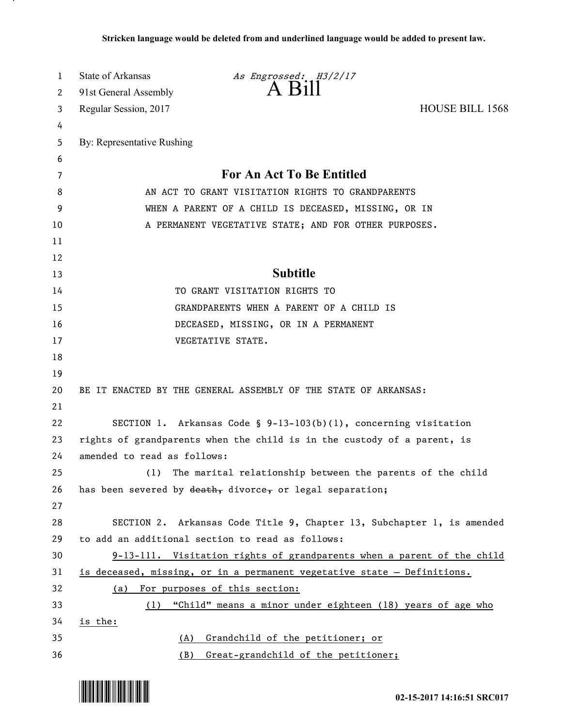**Stricken language would be deleted from and underlined language would be added to present law.**

State of Arkansas *As Engrossed: H3/2/17*

91st General Assembly

# A Bill

Regular Session, 2017 HOUSE BILL 1568

By: Representative Rushing

## For An Act To Be Entitled

AN ACT TO GRANT VISITATION RIGHTS TO GRANDPARENTS WHEN A PARENT OF A CHILD IS DECEASED, MISSING, OR IN A PERMANENT VEGETATIVE STATE; AND FOR OTHER PURPOSES.

## Subtitle

TO GRANT VISITATION RIGHTS TO GRANDPARENTS WHEN A PARENT OF A CHILD IS DECEASED, MISSING, OR IN A PERMANENT VEGETATIVE STATE.

BE IT ENACTED BY THE GENERAL ASSEMBLY OF THE STATE OF ARKANSAS:

SECTION 1. Arkansas Code § 9-13-103(b)(1), concerning visitation rights of grandparents when the child is in the custody of a parent, is amended to read as follows:

(1) The marital relationship between the parents of the child has been severed by ~~death,~~ divorce~~,~~ or legal separation;

SECTION 2. Arkansas Code Title 9, Chapter 13, Subchapter 1, is amended to add an additional section to read as follows:

<u>9-13-111. Visitation rights of grandparents when a parent of the child is deceased, missing, or in a permanent vegetative state — Definitions.</u>

<u>(a) For purposes of this section:</u>

<u>(1) "Child" means a minor under eighteen (18) years of age who is the:</u>

<u>(A) Grandchild of the petitioner; or</u>

<u>(B) Great-grandchild of the petitioner;</u>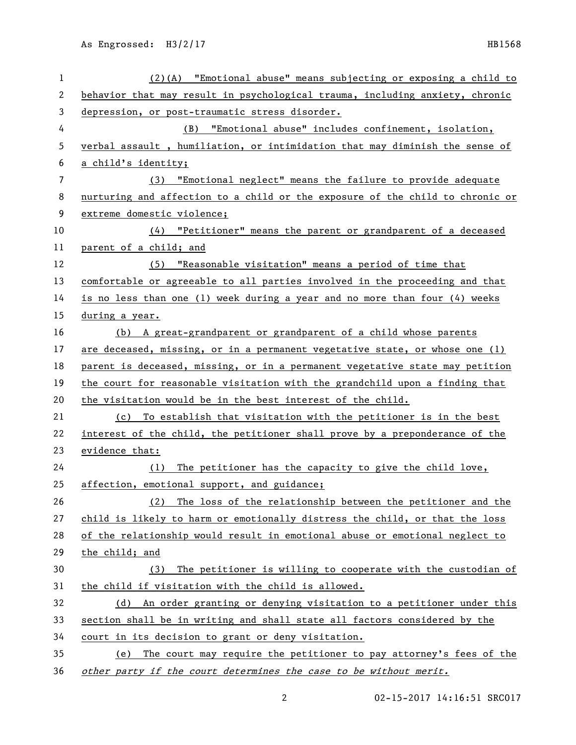(2)(A) "Emotional abuse" means subjecting or exposing a child to behavior that may result in psychological trauma, including anxiety, chronic depression, or post-traumatic stress disorder.

(B) "Emotional abuse" includes confinement, isolation, verbal assault , humiliation, or intimidation that may diminish the sense of a child's identity;

(3) "Emotional neglect" means the failure to provide adequate nurturing and affection to a child or the exposure of the child to chronic or extreme domestic violence;

(4) "Petitioner" means the parent or grandparent of a deceased parent of a child; and

(5) "Reasonable visitation" means a period of time that comfortable or agreeable to all parties involved in the proceeding and that is no less than one (1) week during a year and no more than four (4) weeks during a year.

(b) A great-grandparent or grandparent of a child whose parents are deceased, missing, or in a permanent vegetative state, or whose one (1) parent is deceased, missing, or in a permanent vegetative state may petition the court for reasonable visitation with the grandchild upon a finding that the visitation would be in the best interest of the child.

(c) To establish that visitation with the petitioner is in the best interest of the child, the petitioner shall prove by a preponderance of the evidence that:

(1) The petitioner has the capacity to give the child love, affection, emotional support, and guidance;

(2) The loss of the relationship between the petitioner and the child is likely to harm or emotionally distress the child, or that the loss of the relationship would result in emotional abuse or emotional neglect to the child; and

(3) The petitioner is willing to cooperate with the custodian of the child if visitation with the child is allowed.

(d) An order granting or denying visitation to a petitioner under this section shall be in writing and shall state all factors considered by the court in its decision to grant or deny visitation.

(e) The court may require the petitioner to pay attorney's fees of the *other party if the court determines the case to be without merit.*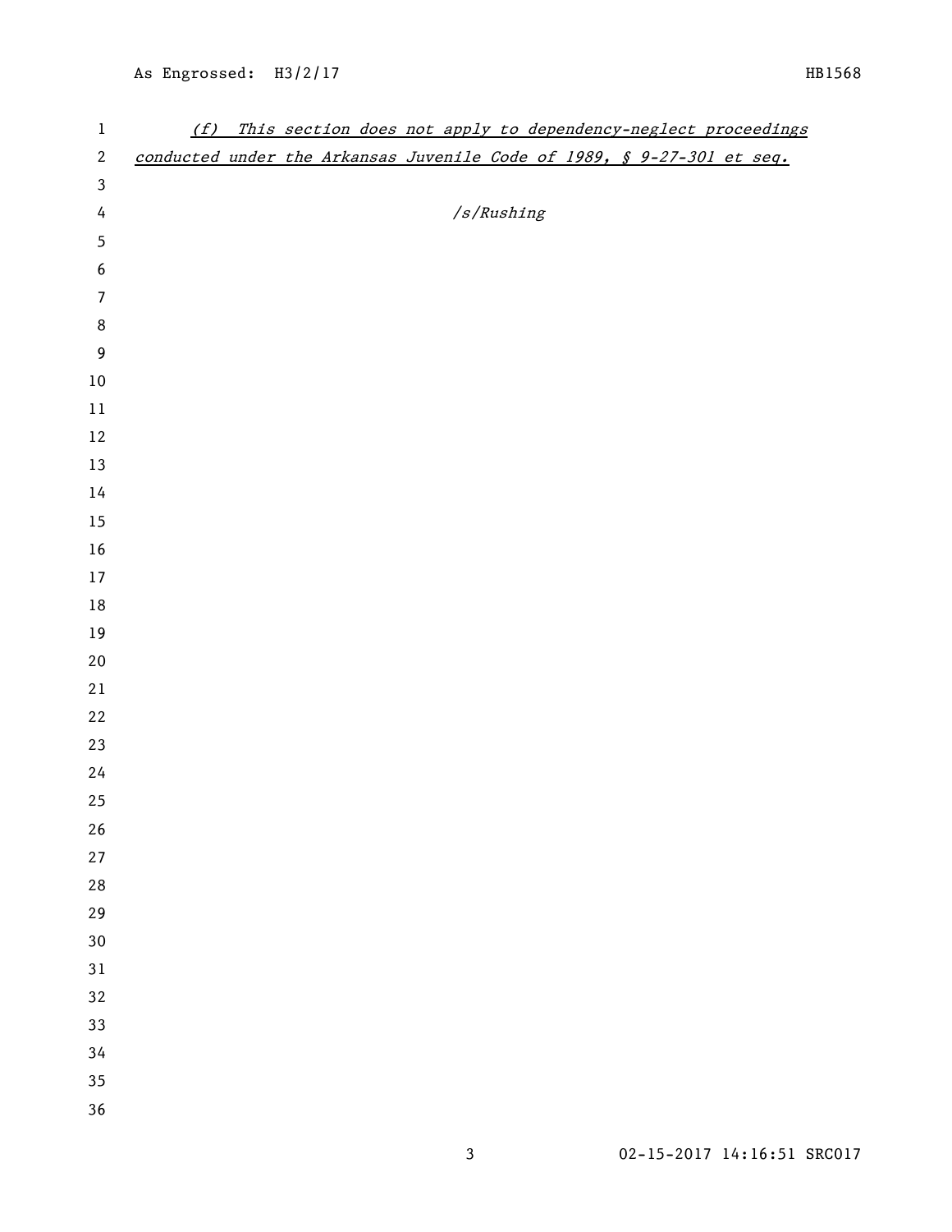*(f) This section does not apply to dependency-neglect proceedings conducted under the Arkansas Juvenile Code of 1989, § 9-27-301 et seq.*

*/s/Rushing*